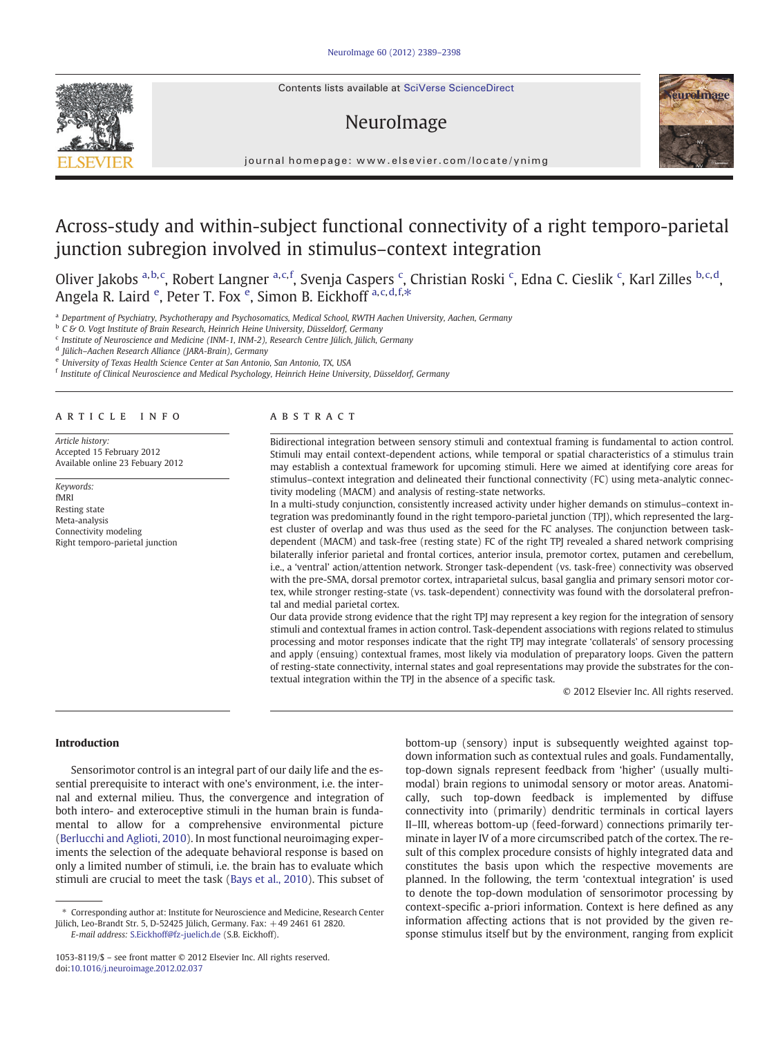# Across-study and within-subject functional connectivity of a right temporo-parietal junction subregion involved in stimulus–context integration

Oliver Jakobs [a,b,c], Robert Langner [a,c,f], Svenja Caspers [c], Christian Roski [c], Edna C. Cieslik [c], Karl Zilles [b,c,d], Angela R. Laird [e], Peter T. Fox [e], Simon B. Eickhoff [a,c,d,f,*]

[a] Department of Psychiatry, Psychotherapy and Psychosomatics, Medical School, RWTH Aachen University, Aachen, Germany
[b] C & O. Vogt Institute of Brain Research, Heinrich Heine University, Düsseldorf, Germany
[c] Institute of Neuroscience and Medicine (INM-1, INM-2), Research Centre Jülich, Jülich, Germany
[d] Jülich–Aachen Research Alliance (JARA-Brain), Germany
[e] University of Texas Health Science Center at San Antonio, San Antonio, TX, USA
[f] Institute of Clinical Neuroscience and Medical Psychology, Heinrich Heine University, Düsseldorf, Germany

## ARTICLE INFO

*Article history:*
Accepted 15 February 2012
Available online 23 Febuary 2012

*Keywords:*
fMRI
Resting state
Meta-analysis
Connectivity modeling
Right temporo-parietal junction

## ABSTRACT

Bidirectional integration between sensory stimuli and contextual framing is fundamental to action control. Stimuli may entail context-dependent actions, while temporal or spatial characteristics of a stimulus train may establish a contextual framework for upcoming stimuli. Here we aimed at identifying core areas for stimulus–context integration and delineated their functional connectivity (FC) using meta-analytic connectivity modeling (MACM) and analysis of resting-state networks.

In a multi-study conjunction, consistently increased activity under higher demands on stimulus–context integration was predominantly found in the right tempo-parietal junction (TPJ), which represented the largest cluster of overlap and was thus used as the seed for the FC analyses. The conjunction between task-dependent (MACM) and task-free (resting state) FC of the right TPJ revealed a shared network comprising bilaterally inferior parietal and frontal cortices, anterior insula, premotor cortex, putamen and cerebellum, i.e., a 'ventral' action/attention network. Stronger task-dependent (vs. task-free) connectivity was observed with the pre-SMA, dorsal premotor cortex, intraparietal sulcus, basal ganglia and primary sensori motor cortex, while stronger resting-state (vs. task-dependent) connectivity was found with the dorsolateral prefrontal and medial parietal cortex.

Our data provide strong evidence that the right TPJ may represent a key region for the integration of sensory stimuli and contextual frames in action control. Task-dependent associations with regions related to stimulus processing and motor responses indicate that the right TPJ may integrate 'collaterals' of sensory processing and apply (ensuing) contextual frames, most likely via modulation of preparatory loops. Given the pattern of resting-state connectivity, internal states and goal representations may provide the substrates for the contextual integration within the TPJ in the absence of a specific task.

© 2012 Elsevier Inc. All rights reserved.

## Introduction

Sensorimotor control is an integral part of our daily life and the essential prerequisite to interact with one's environment, i.e. the internal and external milieu. Thus, the convergence and integration of both intero- and exteroceptive stimuli in the human brain is fundamental to allow for a comprehensive environmental picture (Berlucchi and Aglioti, 2010). In most functional neuroimaging experiments the selection of the adequate behavioral response is based on only a limited number of stimuli, i.e. the brain has to evaluate which stimuli are crucial to meet the task (Bays et al., 2010). This subset of bottom-up (sensory) input is subsequently weighted against top-down information such as contextual rules and goals. Fundamentally, top-down signals represent feedback from 'higher' (usually multimodal) brain regions to unimodal sensory or motor areas. Anatomically, such top-down feedback is implemented by diffuse connectivity into (primarily) dendritic terminals in cortical layers II–III, whereas bottom-up (feed-forward) connections primarily terminate in layer IV of a more circumscribed patch of the cortex. The result of this complex procedure consists of highly integrated data and constitutes the basis upon which the respective movements are planned. In the following, the term 'contextual integration' is used to denote the top-down modulation of sensorimotor processing by context-specific a-priori information. Context is here defined as any information affecting actions that is not provided by the given response stimulus itself but by the environment, ranging from explicit

---

* Corresponding author at: Institute for Neuroscience and Medicine, Research Center Jülich, Leo-Brandt Str. 5, D-52425 Jülich, Germany. Fax: +49 2461 61 2820.
E-mail address: S.Eickhoff@fz-juelich.de (S.B. Eickhoff).

1053-8119/$ – see front matter © 2012 Elsevier Inc. All rights reserved.
doi:10.1016/j.neuroimage.2012.02.037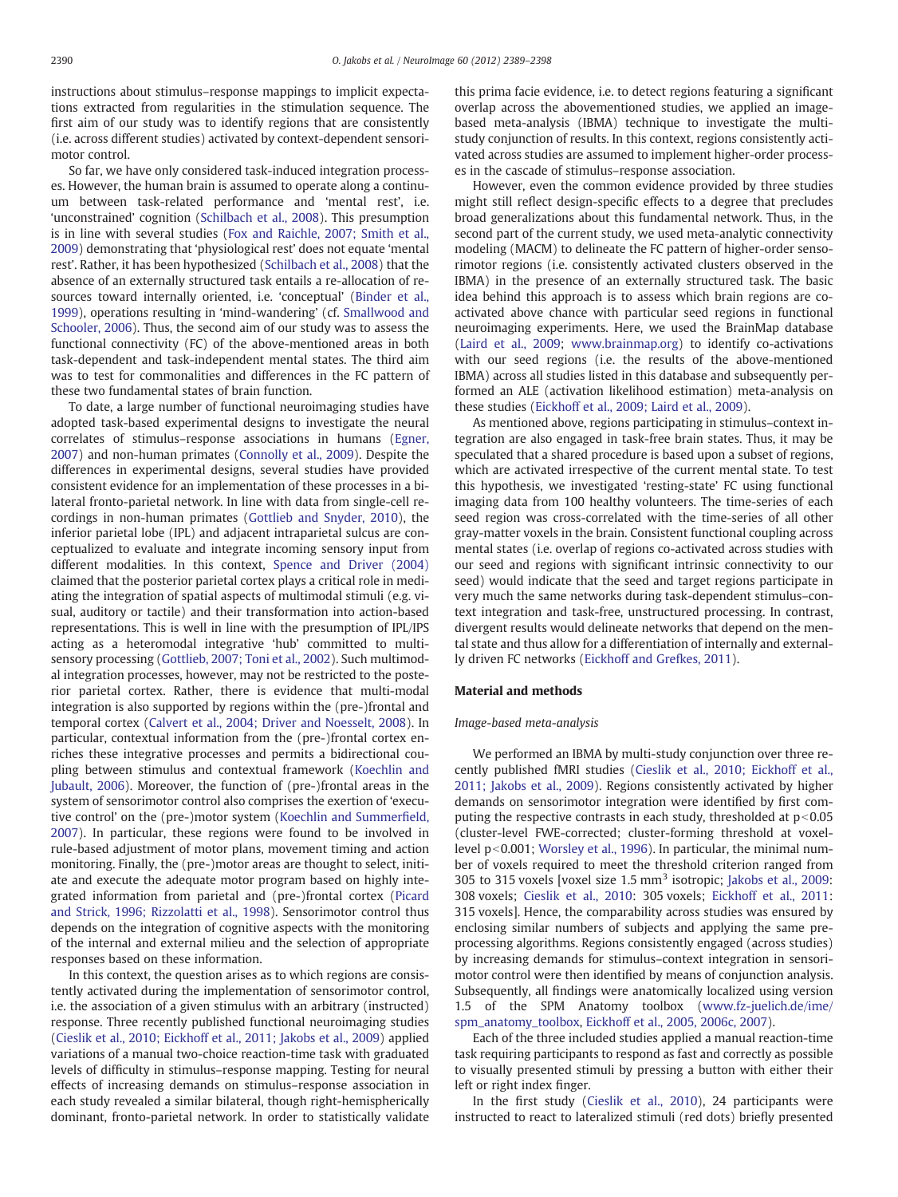instructions about stimulus–response mappings to implicit expectations extracted from regularities in the stimulation sequence. The first aim of our study was to identify regions that are consistently (i.e. across different studies) activated by context-dependent sensorimotor control.

So far, we have only considered task-induced integration processes. However, the human brain is assumed to operate along a continuum between task-related performance and 'mental rest', i.e. 'unconstrained' cognition (Schilbach et al., 2008). This presumption is in line with several studies (Fox and Raichle, 2007; Smith et al., 2009) demonstrating that 'physiological rest' does not equate 'mental rest'. Rather, it has been hypothesized (Schilbach et al., 2008) that the absence of an externally structured task entails a re-allocation of resources toward internally oriented, i.e. 'conceptual' (Binder et al., 1999), operations resulting in 'mind-wandering' (cf. Smallwood and Schooler, 2006). Thus, the second aim of our study was to assess the functional connectivity (FC) of the above-mentioned areas in both task-dependent and task-independent mental states. The third aim was to test for commonalities and differences in the FC pattern of these two fundamental states of brain function.

To date, a large number of functional neuroimaging studies have adopted task-based experimental designs to investigate the neural correlates of stimulus–response associations in humans (Egner, 2007) and non-human primates (Connolly et al., 2009). Despite the differences in experimental designs, several studies have provided consistent evidence for an implementation of these processes in a bilateral fronto-parietal network. In line with data from single-cell recordings in non-human primates (Gottlieb and Snyder, 2010), the inferior parietal lobe (IPL) and adjacent intraparietal sulcus are conceptualized to evaluate and integrate incoming sensory input from different modalities. In this context, Spence and Driver (2004) claimed that the posterior parietal cortex plays a critical role in mediating the integration of spatial aspects of multimodal stimuli (e.g. visual, auditory or tactile) and their transformation into action-based representations. This is well in line with the presumption of IPL/IPS acting as a heteromodal integrative 'hub' committed to multisensory processing (Gottlieb, 2007; Toni et al., 2002). Such multimodal integration processes, however, may not be restricted to the posterior parietal cortex. Rather, there is evidence that multi-modal integration is also supported by regions within the (pre-)frontal and temporal cortex (Calvert et al., 2004; Driver and Noesselt, 2008). In particular, contextual information from the (pre-)frontal cortex enriches these integrative processes and permits a bidirectional coupling between stimulus and contextual framework (Koechlin and Jubault, 2006). Moreover, the function of (pre-)frontal areas in the system of sensorimotor control also comprises the exertion of 'executive control' on the (pre-)motor system (Koechlin and Summerfield, 2007). In particular, these regions were found to be involved in rule-based adjustment of motor plans, movement timing and action monitoring. Finally, the (pre-)motor areas are thought to select, initiate and execute the adequate motor program based on highly integrated information from parietal and (pre-)frontal cortex (Picard and Strick, 1996; Rizzolatti et al., 1998). Sensorimotor control thus depends on the integration of cognitive aspects with the monitoring of the internal and external milieu and the selection of appropriate responses based on these information.

In this context, the question arises as to which regions are consistently activated during the implementation of sensorimotor control, i.e. the association of a given stimulus with an arbitrary (instructed) response. Three recently published functional neuroimaging studies (Cieslik et al., 2010; Eickhoff et al., 2011; Jakobs et al., 2009) applied variations of a manual two-choice reaction-time task with graduated levels of difficulty in stimulus–response mapping. Testing for neural effects of increasing demands on stimulus–response association in each study revealed a similar bilateral, though right-hemispherically dominant, fronto-parietal network. In order to statistically validate this prima facie evidence, i.e. to detect regions featuring a significant overlap across the abovementioned studies, we applied an image-based meta-analysis (IBMA) technique to investigate the multi-study conjunction of results. In this context, regions consistently activated across studies are assumed to implement higher-order processes in the cascade of stimulus–response association.

However, even the common evidence provided by three studies might still reflect design-specific effects to a degree that precludes broad generalizations about this fundamental network. Thus, in the second part of the current study, we used meta-analytic connectivity modeling (MACM) to delineate the FC pattern of higher-order sensorimotor regions (i.e. consistently activated clusters observed in the IBMA) in the presence of an externally structured task. The basic idea behind this approach is to assess which brain regions are co-activated above chance with particular seed regions in functional neuroimaging experiments. Here, we used the BrainMap database (Laird et al., 2009; www.brainmap.org) to identify co-activations with our seed regions (i.e. the results of the above-mentioned IBMA) across all studies listed in this database and subsequently performed an ALE (activation likelihood estimation) meta-analysis on these studies (Eickhoff et al., 2009; Laird et al., 2009).

As mentioned above, regions participating in stimulus–context integration are also engaged in task-free brain states. Thus, it may be speculated that a shared procedure is based upon a subset of regions, which are activated irrespective of the current mental state. To test this hypothesis, we investigated 'resting-state' FC using functional imaging data from 100 healthy volunteers. The time-series of each seed region was cross-correlated with the time-series of all other gray-matter voxels in the brain. Consistent functional coupling across mental states (i.e. overlap of regions co-activated across studies with our seed regions and regions with significant intrinsic connectivity to our seed) would indicate that the seed and target regions participate in very much the same networks during task-dependent stimulus–context integration and task-free, unstructured processing. In contrast, divergent results would delineate networks that depend on the mental state and thus allow for a differentiation of internally and externally driven FC networks (Eickhoff and Grefkes, 2011).

## Material and methods

### Image-based meta-analysis

We performed an IBMA by multi-study conjunction over three recently published fMRI studies (Cieslik et al., 2010; Eickhoff et al., 2011; Jakobs et al., 2009). Regions consistently activated by higher demands on sensorimotor integration were identified by first computing the respective contrasts in each study, thresholded at $p<0.05$ (cluster-level FWE-corrected; cluster-forming threshold at voxel-level $p<0.001$; Worsley et al., 1996). In particular, the minimal number of voxels required to meet the threshold criterion ranged from 305 to 315 voxels [voxel size 1.5 $mm^3$ isotropic; Jakobs et al., 2009: 308 voxels; Cieslik et al., 2010: 305 voxels; Eickhoff et al., 2011: 315 voxels]. Hence, the comparability across studies was ensured by enclosing similar numbers of subjects and applying the same preprocessing algorithms. Regions consistently engaged (across studies) by increasing demands for stimulus–context integration in sensorimotor control were then identified by means of conjunction analysis. Subsequently, all findings were anatomically localized using version 1.5 of the SPM Anatomy toolbox (www.fz-juelich.de/ime/spm_anatomy_toolbox, Eickhoff et al., 2005, 2006c, 2007).

Each of the three included studies applied a manual reaction-time task requiring participants to respond as fast and correctly as possible to visually presented stimuli by pressing a button with either their left or right index finger.

In the first study (Cieslik et al., 2010), 24 participants were instructed to react to lateralized stimuli (red dots) briefly presented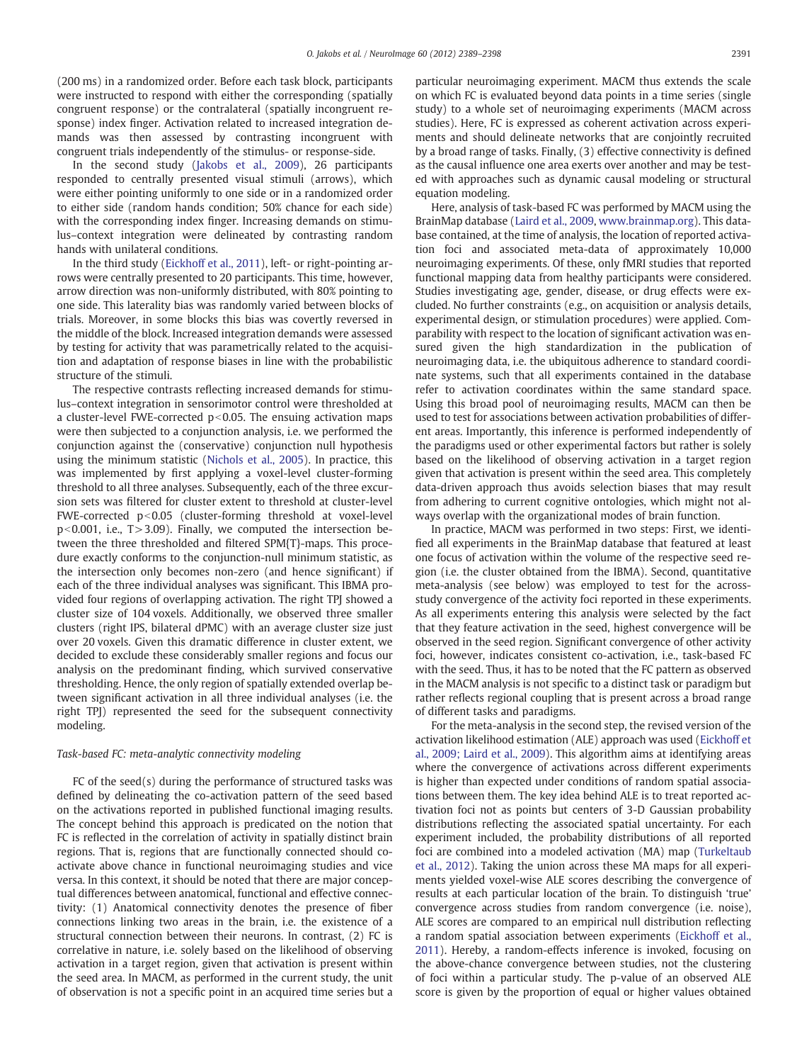(200 ms) in a randomized order. Before each task block, participants were instructed to respond with either the corresponding (spatially congruent response) or the contralateral (spatially incongruent response) index finger. Activation related to increased integration demands was then assessed by contrasting incongruent with congruent trials independently of the stimulus- or response-side.

In the second study (Jakobs et al., 2009), 26 participants responded to centrally presented visual stimuli (arrows), which were either pointing uniformly to one side or in a randomized order to either side (random hands condition; 50% chance for each side) with the corresponding index finger. Increasing demands on stimulus–context integration were delineated by contrasting random hands with unilateral conditions.

In the third study (Eickhoff et al., 2011), left- or right-pointing arrows were centrally presented to 20 participants. This time, however, arrow direction was non-uniformly distributed, with 80% pointing to one side. This laterality bias was randomly varied between blocks of trials. Moreover, in some blocks this bias was covertly reversed in the middle of the block. Increased integration demands were assessed by testing for activity that was parametrically related to the acquisition and adaptation of response biases in line with the probabilistic structure of the stimuli.

The respective contrasts reflecting increased demands for stimulus–context integration in sensorimotor control were thresholded at a cluster-level FWE-corrected $p<0.05$. The ensuing activation maps were then subjected to a conjunction analysis, i.e. we performed the conjunction against the (conservative) conjunction null hypothesis using the minimum statistic (Nichols et al., 2005). In practice, this was implemented by first applying a voxel-level cluster-forming threshold to all three analyses. Subsequently, each of the three excursion sets was filtered for cluster extent to threshold at cluster-level FWE-corrected $p<0.05$ (cluster-forming threshold at voxel-level $p<0.001$, i.e., $T>3.09$). Finally, we computed the intersection between the three thresholded and filtered SPM{T}-maps. This procedure exactly conforms to the conjunction-null minimum statistic, as the intersection only becomes non-zero (and hence significant) if each of the three individual analyses was significant. This IBMA provided four regions of overlapping activation. The right TPJ showed a cluster size of 104 voxels. Additionally, we observed three smaller clusters (right IPS, bilateral dPMC) with an average cluster size just over 20 voxels. Given this dramatic difference in cluster extent, we decided to exclude these considerably smaller regions and focus our analysis on the predominant finding, which survived conservative thresholding. Hence, the only region of spatially extended overlap between significant activation in all three individual analyses (i.e. the right TPJ) represented the seed for the subsequent connectivity modeling.

### Task-based FC: meta-analytic connectivity modeling

FC of the seed(s) during the performance of structured tasks was defined by delineating the co-activation pattern of the seed based on the activations reported in published functional imaging results. The concept behind this approach is predicated on the notion that FC is reflected in the correlation of activity in spatially distinct brain regions. That is, regions that are functionally connected should co-activate above chance in functional neuroimaging studies and vice versa. In this context, it should be noted that there are major conceptual differences between anatomical, functional and effective connectivity: (1) Anatomical connectivity denotes the presence of fiber connections linking two areas in the brain, i.e. the existence of a structural connection between their neurons. In contrast, (2) FC is correlative in nature, i.e. solely based on the likelihood of observing activation in a target region, given that activation is present within the seed area. In MACM, as performed in the current study, the unit of observation is not a specific point in an acquired time series but a particular neuroimaging experiment. MACM thus extends the scale on which FC is evaluated beyond data points in a time series (single study) to a whole set of neuroimaging experiments (MACM across studies). Here, FC is expressed as coherent activation across experiments and should delineate networks that are conjointly recruited by a broad range of tasks. Finally, (3) effective connectivity is defined as the causal influence one area exerts over another and may be tested with approaches such as dynamic causal modeling or structural equation modeling.

Here, analysis of task-based FC was performed by MACM using the BrainMap database (Laird et al., 2009, www.brainmap.org). This database contained, at the time of analysis, the location of reported activation foci and associated meta-data of approximately 10,000 neuroimaging experiments. Of these, only fMRI studies that reported functional mapping data from healthy participants were considered. Studies investigating age, gender, disease, or drug effects were excluded. No further constraints (e.g., on acquisition or analysis details, experimental design, or stimulation procedures) were applied. Comparability with respect to the location of significant activation was ensured given the high standardization in the publication of neuroimaging data, i.e. the ubiquitous adherence to standard coordinate systems, such that all experiments contained in the database refer to activation coordinates within the same standard space. Using this broad pool of neuroimaging results, MACM can then be used to test for associations between activation probabilities of different areas. Importantly, this inference is performed independently of the paradigms used or other experimental factors but rather is solely based on the likelihood of observing activation in a target region given that activation is present within the seed area. This completely data-driven approach thus avoids selection biases that may result from adhering to current cognitive ontologies, which might not always overlap with the organizational modes of brain function.

In practice, MACM was performed in two steps: First, we identified all experiments in the BrainMap database that featured at least one focus of activation within the volume of the respective seed region (i.e. the cluster obtained from the IBMA). Second, quantitative meta-analysis (see below) was employed to test for the across-study convergence of the activity foci reported in these experiments. As all experiments entering this analysis were selected by the fact that they feature activation in the seed, highest convergence will be observed in the seed region. Significant convergence of other activity foci, however, indicates consistent co-activation, i.e., task-based FC with the seed. Thus, it has to be noted that the FC pattern as observed in the MACM analysis is not specific to a distinct task or paradigm but rather reflects regional coupling that is present across a broad range of different tasks and paradigms.

For the meta-analysis in the second step, the revised version of the activation likelihood estimation (ALE) approach was used (Eickhoff et al., 2009; Laird et al., 2009). This algorithm aims at identifying areas where the convergence of activations across different experiments is higher than expected under conditions of random spatial associations between them. The key idea behind ALE is to treat reported activation foci not as points but centers of 3-D Gaussian probability distributions reflecting the associated spatial uncertainty. For each experiment included, the probability distributions of all reported foci are combined into a modeled activation (MA) map (Turkeltaub et al., 2012). Taking the union across these MA maps for all experiments yielded voxel-wise ALE scores describing the convergence of results at each particular location of the brain. To distinguish 'true' convergence across studies from random convergence (i.e. noise), ALE scores are compared to an empirical null distribution reflecting a random spatial association between experiments (Eickhoff et al., 2011). Hereby, a random-effects inference is invoked, focusing on the above-chance convergence between studies, not the clustering of foci within a particular study. The p-value of an observed ALE score is given by the proportion of equal or higher values obtained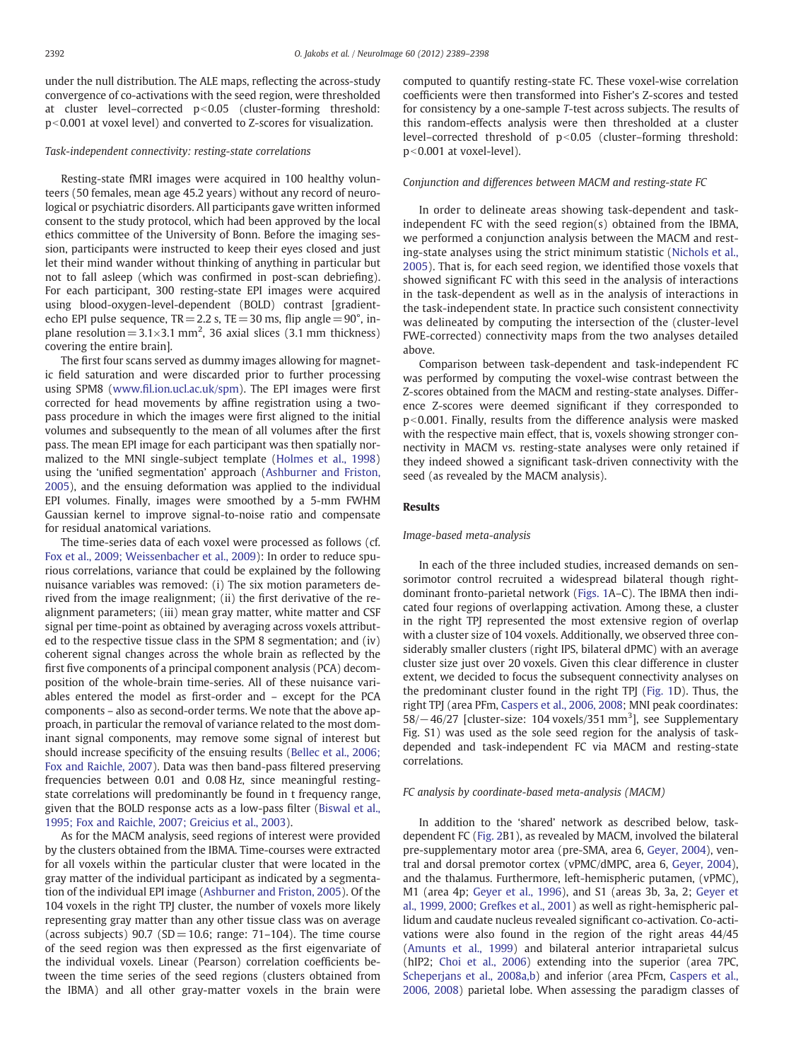under the null distribution. The ALE maps, reflecting the across-study convergence of co-activations with the seed region, were thresholded at cluster level–corrected $p<0.05$ (cluster-forming threshold: $p<0.001$ at voxel level) and converted to Z-scores for visualization.

### *Task-independent connectivity: resting-state correlations*

Resting-state fMRI images were acquired in 100 healthy volunteers (50 females, mean age 45.2 years) without any record of neurological or psychiatric disorders. All participants gave written informed consent to the study protocol, which had been approved by the local ethics committee of the University of Bonn. Before the imaging session, participants were instructed to keep their eyes closed and just let their mind wander without thinking of anything in particular but not to fall asleep (which was confirmed in post-scan debriefing). For each participant, 300 resting-state EPI images were acquired using blood-oxygen-level-dependent (BOLD) contrast [gradient-echo EPI pulse sequence, TR = 2.2 s, TE = 30 ms, flip angle = 90°, in-plane resolution = $3.1\times3.1$ mm$^2$, 36 axial slices (3.1 mm thickness) covering the entire brain].

The first four scans served as dummy images allowing for magnetic field saturation and were discarded prior to further processing using SPM8 (www.fil.ion.ucl.ac.uk/spm). The EPI images were first corrected for head movements by affine registration using a two-pass procedure in which the images were first aligned to the initial volumes and subsequently to the mean of all volumes after the first pass. The mean EPI image for each participant was then spatially normalized to the MNI single-subject template (Holmes et al., 1998) using the 'unified segmentation' approach (Ashburner and Friston, 2005), and the ensuing deformation was applied to the individual EPI volumes. Finally, images were smoothed by a 5-mm FWHM Gaussian kernel to improve signal-to-noise ratio and compensate for residual anatomical variations.

The time-series data of each voxel were processed as follows (cf. Fox et al., 2009; Weissenbacher et al., 2009): In order to reduce spurious correlations, variance that could be explained by the following nuisance variables was removed: (i) The six motion parameters derived from the image realignment; (ii) the first derivative of the realignment parameters; (iii) mean gray matter, white matter and CSF signal per time-point as obtained by averaging across voxels attributed to the respective tissue class in the SPM 8 segmentation; and (iv) coherent signal changes across the whole brain as reflected by the first five components of a principal component analysis (PCA) decomposition of the whole-brain time-series. All of these nuisance variables entered the model as first-order and – except for the PCA components – also as second-order terms. We note that the above approach, in particular the removal of variance related to the most dominant signal components, may remove some signal of interest but should increase specificity of the ensuing results (Bellec et al., 2006; Fox and Raichle, 2007). Data was then band-pass filtered preserving frequencies between 0.01 and 0.08 Hz, since meaningful resting-state correlations will predominantly be found in t frequency range, given that the BOLD response acts as a low-pass filter (Biswal et al., 1995; Fox and Raichle, 2007; Greicius et al., 2003).

As for the MACM analysis, seed regions of interest were provided by the clusters obtained from the IBMA. Time-courses were extracted for all voxels within the particular cluster that were located in the gray matter of the individual participant as indicated by a segmentation of the individual EPI image (Ashburner and Friston, 2005). Of the 104 voxels in the right TPJ cluster, the number of voxels more likely representing gray matter than any other tissue class was on average (across subjects) 90.7 (SD = 10.6; range: 71–104). The time course of the seed region was then expressed as the first eigenvariate of the individual voxels. Linear (Pearson) correlation coefficients between the time series of the seed regions (clusters obtained from the IBMA) and all other gray-matter voxels in the brain were computed to quantify resting-state FC. These voxel-wise correlation coefficients were then transformed into Fisher's Z-scores and tested for consistency by a one-sample T-test across subjects. The results of this random-effects analysis were then thresholded at a cluster level–corrected threshold of $p<0.05$ (cluster–forming threshold: $p<0.001$ at voxel-level).

### *Conjunction and differences between MACM and resting-state FC*

In order to delineate areas showing task-dependent and task-independent FC with the seed region(s) obtained from the IBMA, we performed a conjunction analysis between the MACM and resting-state analyses using the strict minimum statistic (Nichols et al., 2005). That is, for each seed region, we identified those voxels that showed significant FC with this seed in the analysis of interactions in the task-dependent as well as in the analysis of interactions in the task-independent state. In practice such consistent connectivity was delineated by computing the intersection of the (cluster-level FWE-corrected) connectivity maps from the two analyses detailed above.

Comparison between task-dependent and task-independent FC was performed by computing the voxel-wise contrast between the Z-scores obtained from the MACM and resting-state analyses. Difference Z-scores were deemed significant if they corresponded to $p<0.001$. Finally, results from the difference analysis were masked with the respective main effect, that is, voxels showing stronger connectivity in MACM vs. resting-state analyses were only retained if they indeed showed a significant task-driven connectivity with the seed (as revealed by the MACM analysis).

## Results

### *Image-based meta-analysis*

In each of the three included studies, increased demands on sensorimotor control recruited a widespread bilateral though right-dominant fronto-parietal network (Figs. 1A–C). The IBMA then indicated four regions of overlapping activation. Among these, a cluster in the right TPJ represented the most extensive region of overlap with a cluster size of 104 voxels. Additionally, we observed three considerably smaller clusters (right IPS, bilateral dPMC) with an average cluster size just over 20 voxels. Given this clear difference in cluster extent, we decided to focus the subsequent connectivity analyses on the predominant cluster found in the right TPJ (Fig. 1D). Thus, the right TPJ (area PFm, Caspers et al., 2006, 2008; MNI peak coordinates: 58/−46/27 [cluster-size: 104 voxels/351 mm$^3$], see Supplementary Fig. S1) was used as the sole seed region for the analysis of task-depended and task-independent FC via MACM and resting-state correlations.

### *FC analysis by coordinate-based meta-analysis (MACM)*

In addition to the 'shared' network as described below, task-dependent FC (Fig. 2B1), as revealed by MACM, involved the bilateral pre-supplementary motor area (pre-SMA, area 6, Geyer, 2004), ventral and dorsal premotor cortex (vPMC/dMPC, area 6, Geyer, 2004), and the thalamus. Furthermore, left-hemispheric putamen, (vPMC), M1 (area 4p; Geyer et al., 1996), and S1 (areas 3b, 3a, 2; Geyer et al., 1999, 2000; Grefkes et al., 2001) as well as right-hemispheric pallidum and caudate nucleus revealed significant co-activation. Co-activations were also found in the region of the right areas 44/45 (Amunts et al., 1999) and bilateral anterior intraparietal sulcus (hIP2; Choi et al., 2006) extending into the superior (area 7PC, Scheperjans et al., 2008a,b) and inferior (area PFcm, Caspers et al., 2006, 2008) parietal lobe. When assessing the paradigm classes of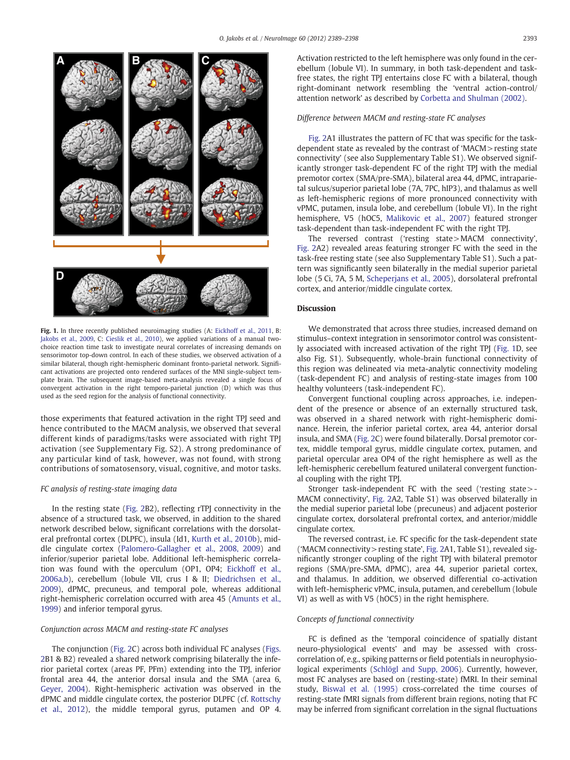Fig. 1. In three recently published neuroimaging studies (A: Eickhoff et al., 2011, B: Jakobs et al., 2009, C: Cieslik et al., 2010), we applied variations of a manual two-choice reaction time task to investigate neural correlates of increasing demands on sensorimotor top-down control. In each of these studies, we observed activation of a similar bilateral, though right-hemispheric dominant fronto-parietal network. Significant activations are projected onto rendered surfaces of the MNI single-subject template brain. The subsequent image-based meta-analysis revealed a single focus of convergent activation in the right temporo-parietal junction (D) which was thus used as the seed region for the analysis of functional connectivity.

those experiments that featured activation in the right TPJ seed and hence contributed to the MACM analysis, we observed that several different kinds of paradigms/tasks were associated with right TPJ activation (see Supplementary Fig. S2). A strong predominance of any particular kind of task, however, was not found, with strong contributions of somatosensory, visual, cognitive, and motor tasks.

### FC analysis of resting-state imaging data

In the resting state (Fig. 2B2), reflecting rTPJ connectivity in the absence of a structured task, we observed, in addition to the shared network described below, significant correlations with the dorsolateral prefrontal cortex (DLPFC), insula (Id1, Kurth et al., 2010b), middle cingulate cortex (Palomero-Gallagher et al., 2008, 2009) and inferior/superior parietal lobe. Additional left-hemispheric correlation was found with the operculum (OP1, OP4; Eickhoff et al., 2006a,b), cerebellum (lobule VII, crus I & II; Diedrichsen et al., 2009), dPMC, precuneus, and temporal pole, whereas additional right-hemispheric correlation occurred with area 45 (Amunts et al., 1999) and inferior temporal gyrus.

### Conjunction across MACM and resting-state FC analyses

The conjunction (Fig. 2C) across both individual FC analyses (Figs. 2B1 & B2) revealed a shared network comprising bilaterally the inferior parietal cortex (areas PF, PFm) extending into the TPJ, inferior frontal area 44, the anterior dorsal insula and the SMA (area 6, Geyer, 2004). Right-hemispheric activation was observed in the dPMC and middle cingulate cortex, the posterior DLPFC (cf. Rottschy et al., 2012), the middle temporal gyrus, putamen and OP 4. Activation restricted to the left hemisphere was only found in the cerebellum (lobule VI). In summary, in both task-dependent and task-free states, the right TPJ entertains close FC with a bilateral, though right-dominant network resembling the 'ventral action-control/attention network' as described by Corbetta and Shulman (2002).

### Difference between MACM and resting-state FC analyses

Fig. 2A1 illustrates the pattern of FC that was specific for the task-dependent state as revealed by the contrast of 'MACM > resting state connectivity' (see also Supplementary Table S1). We observed significantly stronger task-dependent FC of the right TPJ with the medial premotor cortex (SMA/pre-SMA), bilateral area 44, dPMC, intraparietal sulcus/superior parietal lobe (7A, 7PC, hIP3), and thalamus as well as left-hemispheric regions of more pronounced connectivity with vPMC, putamen, insula lobe, and cerebellum (lobule VI). In the right hemisphere, V5 (hOC5, Malikovic et al., 2007) featured stronger task-dependent than task-independent FC with the right TPJ.

The reversed contrast ('resting state > MACM connectivity', Fig. 2A2) revealed areas featuring stronger FC with the seed in the task-free resting state (see also Supplementary Table S1). Such a pattern was significantly seen bilaterally in the medial superior parietal lobe (5 Ci, 7A, 5 M, Scheperjans et al., 2005), dorsolateral prefrontal cortex, and anterior/middle cingulate cortex.

## Discussion

We demonstrated that across three studies, increased demand on stimulus–context integration in sensorimotor control was consistently associated with increased activation of the right TPJ (Fig. 1D, see also Fig. S1). Subsequently, whole-brain functional connectivity of this region was delineated via meta-analytic connectivity modeling (task-dependent FC) and analysis of resting-state images from 100 healthy volunteers (task-independent FC).

Convergent functional coupling across approaches, i.e. independent of the presence or absence of an externally structured task, was observed in a shared network with right-hemispheric dominance. Herein, the inferior parietal cortex, area 44, anterior dorsal insula, and SMA (Fig. 2C) were found bilaterally. Dorsal premotor cortex, middle temporal gyrus, middle cingulate cortex, putamen, and parietal opercular area OP4 of the right hemisphere as well as the left-hemispheric cerebellum featured unilateral convergent functional coupling with the right TPJ.

Stronger task-independent FC with the seed ('resting state > MACM connectivity', Fig. 2A2, Table S1) was observed bilaterally in the medial superior parietal lobe (precuneus) and adjacent posterior cingulate cortex, dorsolateral prefrontal cortex, and anterior/middle cingulate cortex.

The reversed contrast, i.e. FC specific for the task-dependent state ('MACM connectivity > resting state', Fig. 2A1, Table S1), revealed significantly stronger coupling of the right TPJ with bilateral premotor regions (SMA/pre-SMA, dPMC), area 44, superior parietal cortex, and thalamus. In addition, we observed differential co-activation with left-hemispheric vPMC, insula, putamen, and cerebellum (lobule VI) as well as with V5 (hOC5) in the right hemisphere.

### Concepts of functional connectivity

FC is defined as the 'temporal coincidence of spatially distant neuro-physiological events' and may be assessed with cross-correlation of, e.g., spiking patterns or field potentials in neurophysiological experiments (Schlögl and Supp, 2006). Currently, however, most FC analyses are based on (resting-state) fMRI. In their seminal study, Biswal et al. (1995) cross-correlated the time courses of resting-state fMRI signals from different brain regions, noting that FC may be inferred from significant correlation in the signal fluctuations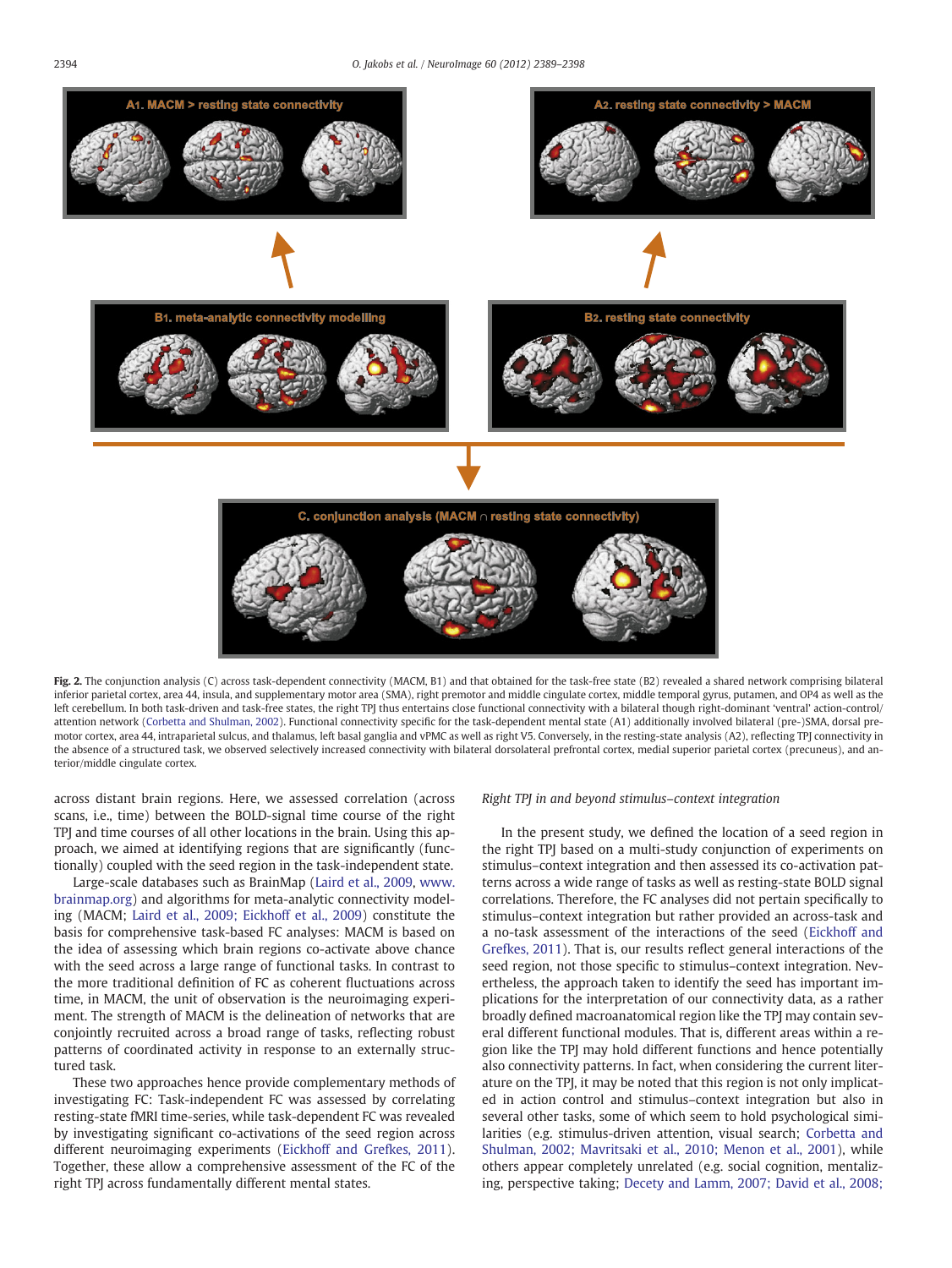Fig. 2. The conjunction analysis (C) across task-dependent connectivity (MACM, B1) and that obtained for the task-free state (B2) revealed a shared network comprising bilateral inferior parietal cortex, area 44, insula, and supplementary motor area (SMA), right premotor and middle cingulate cortex, middle temporal gyrus, putamen, and OP4 as well as the left cerebellum. In both task-driven and task-free states, the right TPJ thus entertains close functional connectivity with a bilateral though right-dominant 'ventral' action-control/attention network (Corbetta and Shulman, 2002). Functional connectivity specific for the task-dependent mental state (A1) additionally involved bilateral (pre-)SMA, dorsal premotor cortex, area 44, intraparietal sulcus, and thalamus, left basal ganglia and vPMC as well as right V5. Conversely, in the resting-state analysis (A2), reflecting TPJ connectivity in the absence of a structured task, we observed selectively increased connectivity with bilateral dorsolateral prefrontal cortex, medial superior parietal cortex (precuneus), and anterior/middle cingulate cortex.

across distant brain regions. Here, we assessed correlation (across scans, i.e., time) between the BOLD-signal time course of the right TPJ and time courses of all other locations in the brain. Using this approach, we aimed at identifying regions that are significantly (functionally) coupled with the seed region in the task-independent state.

Large-scale databases such as BrainMap (Laird et al., 2009, www.brainmap.org) and algorithms for meta-analytic connectivity modeling (MACM; Laird et al., 2009; Eickhoff et al., 2009) constitute the basis for comprehensive task-based FC analyses: MACM is based on the idea of assessing which brain regions co-activate above chance with the seed across a large range of functional tasks. In contrast to the more traditional definition of FC as coherent fluctuations across time, in MACM, the unit of observation is the neuroimaging experiment. The strength of MACM is the delineation of networks that are conjointly recruited across a broad range of tasks, reflecting robust patterns of coordinated activity in response to an externally structured task.

These two approaches hence provide complementary methods of investigating FC: Task-independent FC was assessed by correlating resting-state fMRI time-series, while task-dependent FC was revealed by investigating significant co-activations of the seed region across different neuroimaging experiments (Eickhoff and Grefkes, 2011). Together, these allow a comprehensive assessment of the FC of the right TPJ across fundamentally different mental states.

### *Right TPJ in and beyond stimulus–context integration*

In the present study, we defined the location of a seed region in the right TPJ based on a multi-study conjunction of experiments on stimulus–context integration and then assessed its co-activation patterns across a wide range of tasks as well as resting-state BOLD signal correlations. Therefore, the FC analyses did not pertain specifically to stimulus–context integration but rather provided an across-task and a no-task assessment of the interactions of the seed (Eickhoff and Grefkes, 2011). That is, our results reflect general interactions of the seed region, not those specific to stimulus–context integration. Nevertheless, the approach taken to identify the seed has important implications for the interpretation of our connectivity data, as a rather broadly defined macroanatomical region like the TPJ may contain several different functional modules. That is, different areas within a region like the TPJ may hold different functions and hence potentially also connectivity patterns. In fact, when considering the current literature on the TPJ, it may be noted that this region is not only implicated in action control and stimulus–context integration but also in several other tasks, some of which seem to hold psychological similarities (e.g. stimulus-driven attention, visual search; Corbetta and Shulman, 2002; Mavritsaki et al., 2010; Menon et al., 2001), while others appear completely unrelated (e.g. social cognition, mentalizing, perspective taking; Decety and Lamm, 2007; David et al., 2008;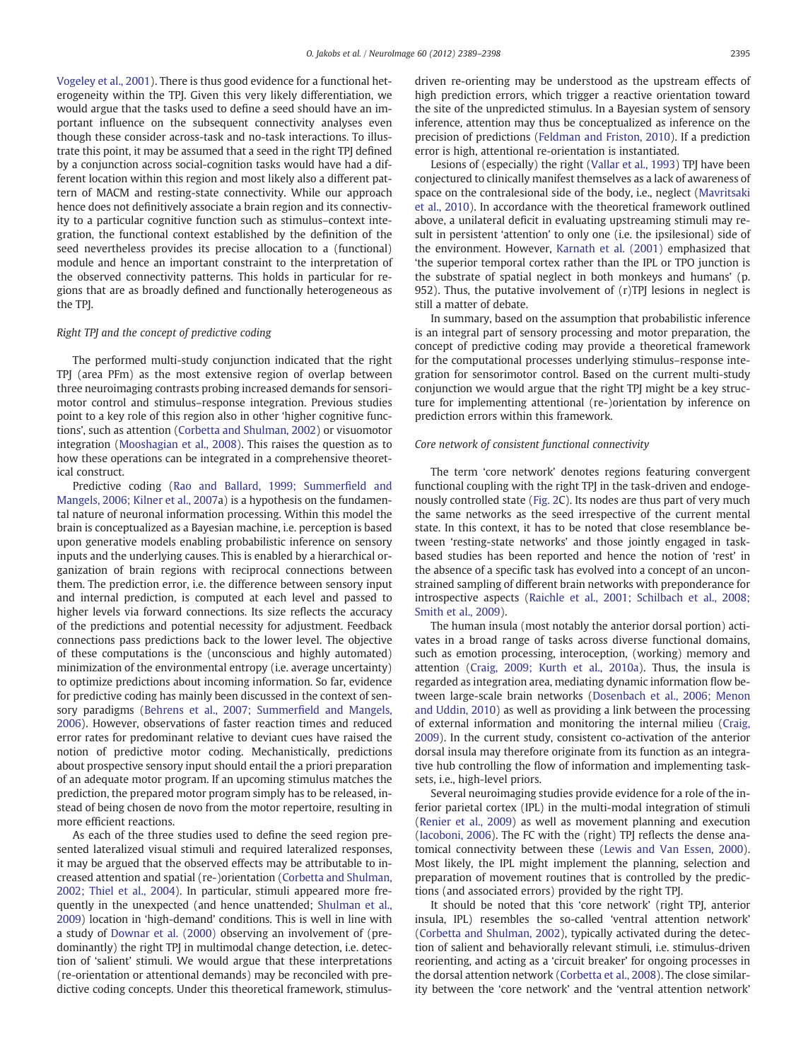Vogeley et al., 2001). There is thus good evidence for a functional heterogeneity within the TPJ. Given this very likely differentiation, we would argue that the tasks used to define a seed should have an important influence on the subsequent connectivity analyses even though these consider across-task and no-task interactions. To illustrate this point, it may be assumed that a seed in the right TPJ defined by a conjunction across social-cognition tasks would have had a different location within this region and most likely also a different pattern of MACM and resting-state connectivity. While our approach hence does not definitively associate a brain region and its connectivity to a particular cognitive function such as stimulus–context integration, the functional context established by the definition of the seed nevertheless provides its precise allocation to a (functional) module and hence an important constraint to the interpretation of the observed connectivity patterns. This holds in particular for regions that are as broadly defined and functionally heterogeneous as the TPJ.

### Right TPJ and the concept of predictive coding

The performed multi-study conjunction indicated that the right TPJ (area PFm) as the most extensive region of overlap between three neuroimaging contrasts probing increased demands for sensorimotor control and stimulus–response integration. Previous studies point to a key role of this region also in other 'higher cognitive functions', such as attention (Corbetta and Shulman, 2002) or visuomotor integration (Mooshagian et al., 2008). This raises the question as to how these operations can be integrated in a comprehensive theoretical construct.

Predictive coding (Rao and Ballard, 1999; Summerfield and Mangels, 2006; Kilner et al., 2007a) is a hypothesis on the fundamental nature of neuronal information processing. Within this model the brain is conceptualized as a Bayesian machine, i.e. perception is based upon generative models enabling probabilistic inference on sensory inputs and the underlying causes. This is enabled by a hierarchical organization of brain regions with reciprocal connections between them. The prediction error, i.e. the difference between sensory input and internal prediction, is computed at each level and passed to higher levels via forward connections. Its size reflects the accuracy of the predictions and potential necessity for adjustment. Feedback connections pass predictions back to the lower level. The objective of these computations is the (unconscious and highly automated) minimization of the environmental entropy (i.e. average uncertainty) to optimize predictions about incoming information. So far, evidence for predictive coding has mainly been discussed in the context of sensory paradigms (Behrens et al., 2007; Summerfield and Mangels, 2006). However, observations of faster reaction times and reduced error rates for predominant relative to deviant cues have raised the notion of predictive motor coding. Mechanistically, predictions about prospective sensory input should entail the a priori preparation of an adequate motor program. If an upcoming stimulus matches the prediction, the prepared motor program simply has to be released, instead of being chosen de novo from the motor repertoire, resulting in more efficient reactions.

As each of the three studies used to define the seed region presented lateralized visual stimuli and required lateralized responses, it may be argued that the observed effects may be attributable to increased attention and spatial (re-)orientation (Corbetta and Shulman, 2002; Thiel et al., 2004). In particular, stimuli appeared more frequently in the unexpected (and hence unattended; Shulman et al., 2009) location in 'high-demand' conditions. This is well in line with a study of Downar et al. (2000) observing an involvement of (predominantly) the right TPJ in multimodal change detection, i.e. detection of 'salient' stimuli. We would argue that these interpretations (re-orientation or attentional demands) may be reconciled with predictive coding concepts. Under this theoretical framework, stimulus-driven re-orienting may be understood as the upstream effects of high prediction errors, which trigger a reactive orientation toward the site of the unpredicted stimulus. In a Bayesian system of sensory inference, attention may thus be conceptualized as inference on the precision of predictions (Feldman and Friston, 2010). If a prediction error is high, attentional re-orientation is instantiated.

Lesions of (especially) the right (Vallar et al., 1993) TPJ have been conjectured to clinically manifest themselves as a lack of awareness of space on the contralesional side of the body, i.e., neglect (Mavritsaki et al., 2010). In accordance with the theoretical framework outlined above, a unilateral deficit in evaluating upstreaming stimuli may result in persistent 'attention' to only one (i.e. the ipsilesional) side of the environment. However, Karnath et al. (2001) emphasized that 'the superior temporal cortex rather than the IPL or TPO junction is the substrate of spatial neglect in both monkeys and humans' (p. 952). Thus, the putative involvement of (r)TPJ lesions in neglect is still a matter of debate.

In summary, based on the assumption that probabilistic inference is an integral part of sensory processing and motor preparation, the concept of predictive coding may provide a theoretical framework for the computational processes underlying stimulus–response integration for sensorimotor control. Based on the current multi-study conjunction we would argue that the right TPJ might be a key structure for implementing attentional (re-)orientation by inference on prediction errors within this framework.

### Core network of consistent functional connectivity

The term 'core network' denotes regions featuring convergent functional coupling with the right TPJ in the task-driven and endogenously controlled state (Fig. 2C). Its nodes are thus part of very much the same networks as the seed irrespective of the current mental state. In this context, it has to be noted that close resemblance between 'resting-state networks' and those jointly engaged in task-based studies has been reported and hence the notion of 'rest' in the absence of a specific task has evolved into a concept of an unconstrained sampling of different brain networks with preponderance for introspective aspects (Raichle et al., 2001; Schilbach et al., 2008; Smith et al., 2009).

The human insula (most notably the anterior dorsal portion) activates in a broad range of tasks across diverse functional domains, such as emotion processing, interoception, (working) memory and attention (Craig, 2009; Kurth et al., 2010a). Thus, the insula is regarded as integration area, mediating dynamic information flow between large-scale brain networks (Dosenbach et al., 2006; Menon and Uddin, 2010) as well as providing a link between the processing of external information and monitoring the internal milieu (Craig, 2009). In the current study, consistent co-activation of the anterior dorsal insula may therefore originate from its function as an integrative hub controlling the flow of information and implementing task-sets, i.e., high-level priors.

Several neuroimaging studies provide evidence for a role of the inferior parietal cortex (IPL) in the multi-modal integration of stimuli (Renier et al., 2009) as well as movement planning and execution (Iacoboni, 2006). The FC with the (right) TPJ reflects the dense anatomical connectivity between these (Lewis and Van Essen, 2000). Most likely, the IPL might implement the planning, selection and preparation of movement routines that is controlled by the predictions (and associated errors) provided by the right TPJ.

It should be noted that this 'core network' (right TPJ, anterior insula, IPL) resembles the so-called 'ventral attention network' (Corbetta and Shulman, 2002), typically activated during the detection of salient and behaviorally relevant stimuli, i.e. stimulus-driven reorienting, and acting as a 'circuit breaker' for ongoing processes in the dorsal attention network (Corbetta et al., 2008). The close similarity between the 'core network' and the 'ventral attention network'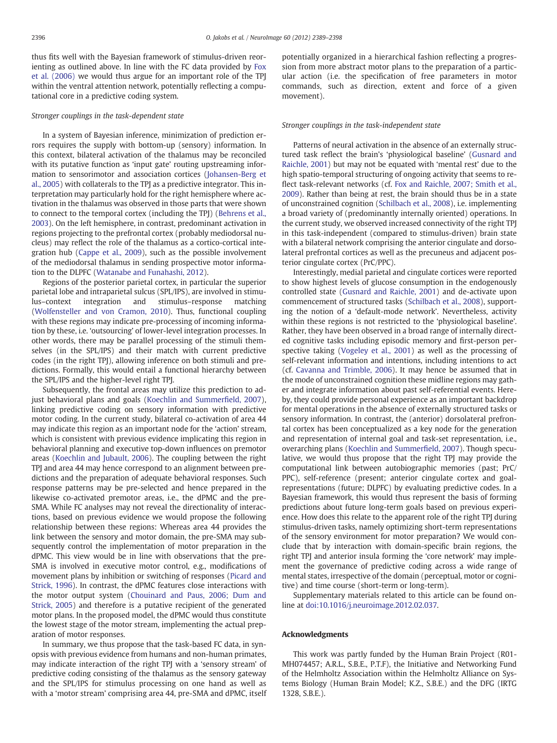thus fits well with the Bayesian framework of stimulus-driven reorienting as outlined above. In line with the FC data provided by Fox et al. (2006) we would thus argue for an important role of the TPJ within the ventral attention network, potentially reflecting a computational core in a predictive coding system.

*Stronger couplings in the task-dependent state*

In a system of Bayesian inference, minimization of prediction errors requires the supply with bottom-up (sensory) information. In this context, bilateral activation of the thalamus may be reconciled with its putative function as 'input gate' routing upstreaming information to sensorimotor and association cortices (Johansen-Berg et al., 2005) with collaterals to the TPJ as a predictive integrator. This interpretation may particularly hold for the right hemisphere where activation in the thalamus was observed in those parts that were shown to connect to the temporal cortex (including the TPJ) (Behrens et al., 2003). On the left hemisphere, in contrast, predominant activation in regions projecting to the prefrontal cortex (probably mediodorsal nucleus) may reflect the role of the thalamus as a cortico-cortical integration hub (Cappe et al., 2009), such as the possible involvement of the mediodorsal thalamus in sending prospective motor information to the DLPFC (Watanabe and Funahashi, 2012).

Regions of the posterior parietal cortex, in particular the superior parietal lobe and intraparietal sulcus (SPL/IPS), are involved in stimulus–context integration and stimulus–response matching (Wolfensteller and von Cramon, 2010). Thus, functional coupling with these regions may indicate pre-processing of incoming information by these, i.e. 'outsourcing' of lower-level integration processes. In other words, there may be parallel processing of the stimuli themselves (in the SPL/IPS) and their match with current predictive codes (in the right TPJ), allowing inference on both stimuli and predictions. Formally, this would entail a functional hierarchy between the SPL/IPS and the higher-level right TPJ.

Subsequently, the frontal areas may utilize this prediction to adjust behavioral plans and goals (Koechlin and Summerfield, 2007), linking predictive coding on sensory information with predictive motor coding. In the current study, bilateral co-activation of area 44 may indicate this region as an important node for the 'action' stream, which is consistent with previous evidence implicating this region in behavioral planning and executive top-down influences on premotor areas (Koechlin and Jubault, 2006). The coupling between the right TPJ and area 44 may hence correspond to an alignment between predictions and the preparation of adequate behavioral responses. Such response patterns may be pre-selected and hence prepared in the likewise co-activated premotor areas, i.e., the dPMC and the pre-SMA. While FC analyses may not reveal the directionality of interactions, based on previous evidence we would propose the following relationship between these regions: Whereas area 44 provides the link between the sensory and motor domain, the pre-SMA may subsequently control the implementation of motor preparation in the dPMC. This view would be in line with observations that the pre-SMA is involved in executive motor control, e.g., modifications of movement plans by inhibition or switching of responses (Picard and Strick, 1996). In contrast, the dPMC features close interactions with the motor output system (Chouinard and Paus, 2006; Dum and Strick, 2005) and therefore is a putative recipient of the generated motor plans. In the proposed model, the dPMC would thus constitute the lowest stage of the motor stream, implementing the actual preparation of motor responses.

In summary, we thus propose that the task-based FC data, in synopsis with previous evidence from humans and non-human primates, may indicate interaction of the right TPJ with a 'sensory stream' of predictive coding consisting of the thalamus as the sensory gateway and the SPL/IPS for stimulus processing on one hand as well as with a 'motor stream' comprising area 44, pre-SMA and dPMC, itself potentially organized in a hierarchical fashion reflecting a progression from more abstract motor plans to the preparation of a particular action (i.e. the specification of free parameters in motor commands, such as direction, extent and force of a given movement).

*Stronger couplings in the task-independent state*

Patterns of neural activation in the absence of an externally structured task reflect the brain's 'physiological baseline' (Gusnard and Raichle, 2001) but may not be equated with 'mental rest' due to the high spatio-temporal structuring of ongoing activity that seems to reflect task-relevant networks (cf. Fox and Raichle, 2007; Smith et al., 2009). Rather than being at rest, the brain should thus be in a state of unconstrained cognition (Schilbach et al., 2008), i.e. implementing a broad variety of (predominantly internally oriented) operations. In the current study, we observed increased connectivity of the right TPJ in this task-independent (compared to stimulus-driven) brain state with a bilateral network comprising the anterior cingulate and dorsolateral prefrontal cortices as well as the precuneus and adjacent posterior cingulate cortex (PrC/PPC).

Interestingly, medial parietal and cingulate cortices were reported to show highest levels of glucose consumption in the endogenously controlled state (Gusnard and Raichle, 2001) and de-activate upon commencement of structured tasks (Schilbach et al., 2008), supporting the notion of a 'default-mode network'. Nevertheless, activity within these regions is not restricted to the 'physiological baseline'. Rather, they have been observed in a broad range of internally directed cognitive tasks including episodic memory and first-person perspective taking (Vogeley et al., 2001) as well as the processing of self-relevant information and intentions, including intentions to act (cf. Cavanna and Trimble, 2006). It may hence be assumed that in the mode of unconstrained cognition these midline regions may gather and integrate information about past self-referential events. Hereby, they could provide personal experience as an important backdrop for mental operations in the absence of externally structured tasks or sensory information. In contrast, the (anterior) dorsolateral prefrontal cortex has been conceptualized as a key node for the generation and representation of internal goal and task-set representation, i.e., overarching plans (Koechlin and Summerfield, 2007). Though speculative, we would thus propose that the right TPJ may provide the computational link between autobiographic memories (past; PrC/PPC), self-reference (present; anterior cingulate cortex and goal-representations (future; DLPFC) by evaluating predictive codes. In a Bayesian framework, this would thus represent the basis of forming predictions about future long-term goals based on previous experience. How does this relate to the apparent role of the right TPJ during stimulus-driven tasks, namely optimizing short-term representations of the sensory environment for motor preparation? We would conclude that by interaction with domain-specific brain regions, the right TPJ and anterior insula forming the 'core network' may implement the governance of predictive coding across a wide range of mental states, irrespective of the domain (perceptual, motor or cognitive) and time course (short-term or long-term).

Supplementary materials related to this article can be found online at doi:10.1016/j.neuroimage.2012.02.037.

## Acknowledgments

This work was partly funded by the Human Brain Project (R01-MH074457; A.R.L., S.B.E., P.T.F), the Initiative and Networking Fund of the Helmholtz Association within the Helmholtz Alliance on Systems Biology (Human Brain Model; K.Z., S.B.E.) and the DFG (IRTG 1328, S.B.E.).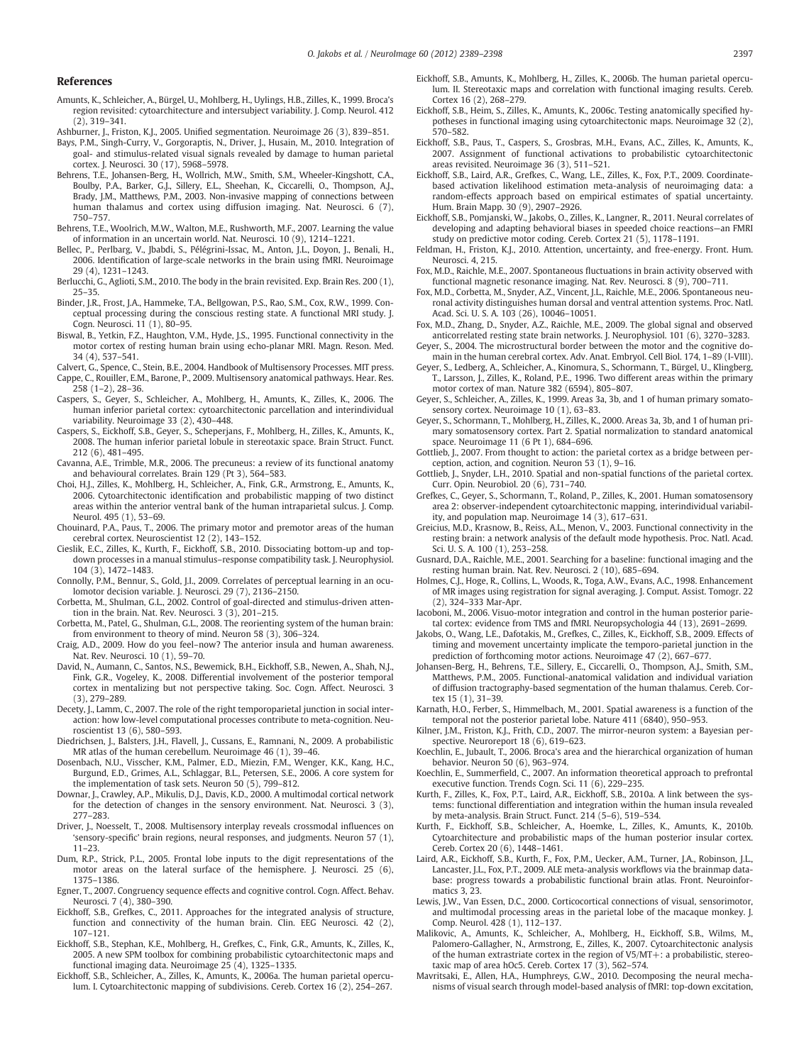## References

Amunts, K., Schleicher, A., Bürgel, U., Mohlberg, H., Uylings, H.B., Zilles, K., 1999. Broca's region revisited: cytoarchitecture and intersubject variability. J. Comp. Neurol. 412 (2), 319–341.

Ashburner, J., Friston, K.J., 2005. Unified segmentation. Neuroimage 26 (3), 839–851.

Bays, P.M., Singh-Curry, V., Gorgoraptis, N., Driver, J., Husain, M., 2010. Integration of goal- and stimulus-related visual signals revealed by damage to human parietal cortex. J. Neurosci. 30 (17), 5968–5978.

Behrens, T.E., Johansen-Berg, H., Wollrich, M.W., Smith, S.M., Wheeler-Kingshott, C.A., Boulby, P.A., Barker, G.J., Sillery, E.L., Sheehan, K., Ciccarelli, O., Thompson, A.J., Brady, J.M., Matthews, P.M., 2003. Non-invasive mapping of connections between human thalamus and cortex using diffusion imaging. Nat. Neurosci. 6 (7), 750–757.

Behrens, T.E., Woolrich, M.W., Walton, M.E., Rushworth, M.F., 2007. Learning the value of information in an uncertain world. Nat. Neurosci. 10 (9), 1214–1221.

Bellec, P., Perlbarg, V., Jbabdi, S., Pélégrini-Issac, M., Anton, J.L., Doyon, J., Benali, H., 2006. Identification of large-scale networks in the brain using fMRI. Neuroimage 29 (4), 1231–1243.

Berlucchi, G., Aglioti, S.M., 2010. The body in the brain revisited. Exp. Brain Res. 200 (1), 25–35.

Binder, J.R., Frost, J.A., Hammeke, T.A., Bellgowan, P.S., Rao, S.M., Cox, R.W., 1999. Conceptual processing during the conscious resting state. A functional MRI study. J. Cogn. Neurosci. 11 (1), 80–95.

Biswal, B., Yetkin, F.Z., Haughton, V.M., Hyde, J.S., 1995. Functional connectivity in the motor cortex of resting human brain using echo-planar MRI. Magn. Reson. Med. 34 (4), 537–541.

Calvert, G., Spence, C., Stein, B.E., 2004. Handbook of Multisensory Processes. MIT press.

Cappe, C., Rouiller, E.M., Barone, P., 2009. Multisensory anatomical pathways. Hear. Res. 258 (1–2), 28–36.

Caspers, S., Geyer, S., Schleicher, A., Mohlberg, H., Amunts, K., Zilles, K., 2006. The human inferior parietal cortex: cytoarchitectonic parcellation and interindividual variability. Neuroimage 33 (2), 430–448.

Caspers, S., Eickhoff, S.B., Geyer, S., Scheperjans, F., Mohlberg, H., Zilles, K., Amunts, K., 2008. The human inferior parietal lobule in stereotaxic space. Brain Struct. Funct. 212 (6), 481–495.

Cavanna, A.E., Trimble, M.R., 2006. The precuneus: a review of its functional anatomy and behavioural correlates. Brain 129 (Pt 3), 564–583.

Choi, H.J., Zilles, K., Mohlberg, H., Schleicher, A., Fink, G.R., Armstrong, E., Amunts, K., 2006. Cytoarchitectonic identification and probabilistic mapping of two distinct areas within the anterior ventral bank of the human intraparietal sulcus. J. Comp. Neurol. 495 (1), 53–69.

Chouinard, P.A., Paus, T., 2006. The primary motor and premotor areas of the human cerebral cortex. Neuroscientist 12 (2), 143–152.

Cieslik, E.C., Zilles, K., Kurth, F., Eickhoff, S.B., 2010. Dissociating bottom-up and top-down processes in a manual stimulus–response compatibility task. J. Neurophysiol. 104 (3), 1472–1483.

Connolly, P.M., Bennur, S., Gold, J.I., 2009. Correlates of perceptual learning in an oculomotor decision variable. J. Neurosci. 29 (7), 2136–2150.

Corbetta, M., Shulman, G.L., 2002. Control of goal-directed and stimulus-driven attention in the brain. Nat. Rev. Neurosci. 3 (3), 201–215.

Corbetta, M., Patel, G., Shulman, G.L., 2008. The reorienting system of the human brain: from environment to theory of mind. Neuron 58 (3), 306–324.

Craig, A.D., 2009. How do you feel–now? The anterior insula and human awareness. Nat. Rev. Neurosci. 10 (1), 59–70.

David, N., Aumann, C., Santos, N.S., Bewernick, B.H., Eickhoff, S.B., Newen, A., Shah, N.J., Fink, G.R., Vogeley, K., 2008. Differential involvement of the posterior temporal cortex in mentalizing but not perspective taking. Soc. Cogn. Affect. Neurosci. 3 (3), 279–289.

Decety, J., Lamm, C., 2007. The role of the right temporoparietal junction in social interaction: how low-level computational processes contribute to meta-cognition. Neuroscientist 13 (6), 580–593.

Diedrichsen, J., Balsters, J.H., Flavell, J., Cussans, E., Ramnani, N., 2009. A probabilistic MR atlas of the human cerebellum. Neuroimage 46 (1), 39–46.

Dosenbach, N.U., Visscher, K.M., Palmer, E.D., Miezin, F.M., Wenger, K.K., Kang, H.C., Burgund, E.D., Grimes, A.L., Schlaggar, B.L., Petersen, S.E., 2006. A core system for the implementation of task sets. Neuron 50 (5), 799–812.

Downar, J., Crawley, A.P., Mikulis, D.J., Davis, K.D., 2000. A multimodal cortical network for the detection of changes in the sensory environment. Nat. Neurosci. 3 (3), 277–283.

Driver, J., Noesselt, T., 2008. Multisensory interplay reveals crossmodal influences on 'sensory-specific' brain regions, neural responses, and judgments. Neuron 57 (1), 11–23.

Dum, R.P., Strick, P.L., 2005. Frontal lobe inputs to the digit representations of the motor areas on the lateral surface of the hemisphere. J. Neurosci. 25 (6), 1375–1386.

Egner, T., 2007. Congruency sequence effects and cognitive control. Cogn. Affect. Behav. Neurosci. 7 (4), 380–390.

Eickhoff, S.B., Grefkes, C., 2011. Approaches for the integrated analysis of structure, function and connectivity of the human brain. Clin. EEG Neurosci. 42 (2), 107–121.

Eickhoff, S.B., Stephan, K.E., Mohlberg, H., Grefkes, C., Fink, G.R., Amunts, K., Zilles, K., 2005. A new SPM toolbox for combining probabilistic cytoarchitectonic maps and functional imaging data. Neuroimage 25 (4), 1325–1335.

Eickhoff, S.B., Schleicher, A., Zilles, K., Amunts, K., 2006a. The human parietal operculum. I. Cytoarchitectonic mapping of subdivisions. Cereb. Cortex 16 (2), 254–267.

Eickhoff, S.B., Amunts, K., Mohlberg, H., Zilles, K., 2006b. The human parietal operculum. II. Stereotaxic maps and correlation with functional imaging results. Cereb. Cortex 16 (2), 268–279.

Eickhoff, S.B., Heim, S., Zilles, K., Amunts, K., 2006c. Testing anatomically specified hypotheses in functional imaging using cytoarchitectonic maps. Neuroimage 32 (2), 570–582.

Eickhoff, S.B., Paus, T., Caspers, S., Grosbras, M.H., Evans, A.C., Zilles, K., Amunts, K., 2007. Assignment of functional activations to probabilistic cytoarchitectonic areas revisited. Neuroimage 36 (3), 511–521.

Eickhoff, S.B., Laird, A.R., Grefkes, C., Wang, L.E., Zilles, K., Fox, P.T., 2009. Coordinate-based activation likelihood estimation meta-analysis of neuroimaging data: a random-effects approach based on empirical estimates of spatial uncertainty. Hum. Brain Mapp. 30 (9), 2907–2926.

Eickhoff, S.B., Pomjanski, W., Jakobs, O., Zilles, K., Langner, R., 2011. Neural correlates of developing and adapting behavioral biases in speeded choice reactions—an FMRI study on predictive motor coding. Cereb. Cortex 21 (5), 1178–1191.

Feldman, H., Friston, K.J., 2010. Attention, uncertainty, and free-energy. Front. Hum. Neurosci. 4, 215.

Fox, M.D., Raichle, M.E., 2007. Spontaneous fluctuations in brain activity observed with functional magnetic resonance imaging. Nat. Rev. Neurosci. 8 (9), 700–711.

Fox, M.D., Corbetta, M., Snyder, A.Z., Vincent, J.L., Raichle, M.E., 2006. Spontaneous neuronal activity distinguishes human dorsal and ventral attention systems. Proc. Natl. Acad. Sci. U. S. A. 103 (26), 10046–10051.

Fox, M.D., Zhang, D., Snyder, A.Z., Raichle, M.E., 2009. The global signal and observed anticorrelated resting state brain networks. J. Neurophysiol. 101 (6), 3270–3283.

Geyer, S., 2004. The microstructural border between the motor and the cognitive domain in the human cerebral cortex. Adv. Anat. Embryol. Cell Biol. 174, 1–89 (I-VIII).

Geyer, S., Ledberg, A., Schleicher, A., Kinomura, S., Schormann, T., Bürgel, U., Klingberg, T., Larsson, J., Zilles, K., Roland, P.E., 1996. Two different areas within the primary motor cortex of man. Nature 382 (6594), 805–807.

Geyer, S., Schleicher, A., Zilles, K., 1999. Areas 3a, 3b, and 1 of human primary somatosensory cortex. Neuroimage 10 (1), 63–83.

Geyer, S., Schormann, T., Mohlberg, H., Zilles, K., 2000. Areas 3a, 3b, and 1 of human primary somatosensory cortex. Part 2. Spatial normalization to standard anatomical space. Neuroimage 11 (6 Pt 1), 684–696.

Gottlieb, J., 2007. From thought to action: the parietal cortex as a bridge between perception, action, and cognition. Neuron 53 (1), 9–16.

Gottlieb, J., Snyder, L.H., 2010. Spatial and non-spatial functions of the parietal cortex. Curr. Opin. Neurobiol. 20 (6), 731–740.

Grefkes, C., Geyer, S., Schormann, T., Roland, P., Zilles, K., 2001. Human somatosensory area 2: observer-independent cytoarchitectonic mapping, interindividual variability, and population map. Neuroimage 14 (3), 617–631.

Greicius, M.D., Krasnow, B., Reiss, A.L., Menon, V., 2003. Functional connectivity in the resting brain: a network analysis of the default mode hypothesis. Proc. Natl. Acad. Sci. U. S. A. 100 (1), 253–258.

Gusnard, D.A., Raichle, M.E., 2001. Searching for a baseline: functional imaging and the resting human brain. Nat. Rev. Neurosci. 2 (10), 685–694.

Holmes, C.J., Hoge, R., Collins, L., Woods, R., Toga, A.W., Evans, A.C., 1998. Enhancement of MR images using registration for signal averaging. J. Comput. Assist. Tomogr. 22 (2), 324–333 Mar-Apr.

Iacoboni, M., 2006. Visuo-motor integration and control in the human posterior parietal cortex: evidence from TMS and fMRI. Neuropsychologia 44 (13), 2691–2699.

Jakobs, O., Wang, L.E., Dafotakis, M., Grefkes, C., Zilles, K., Eickhoff, S.B., 2009. Effects of timing and movement uncertainty implicate the temporo-parietal junction in the prediction of forthcoming motor actions. Neuroimage 47 (2), 667–677.

Johansen-Berg, H., Behrens, T.E., Sillery, E., Ciccarelli, O., Thompson, A.J., Smith, S.M., Matthews, P.M., 2005. Functional-anatomical validation and individual variation of diffusion tractography-based segmentation of the human thalamus. Cereb. Cortex 15 (1), 31–39.

Karnath, H.O., Ferber, S., Himmelbach, M., 2001. Spatial awareness is a function of the temporal not the posterior parietal lobe. Nature 411 (6840), 950–953.

Kilner, J.M., Friston, K.J., Frith, C.D., 2007. The mirror-neuron system: a Bayesian perspective. Neuroreport 18 (6), 619–623.

Koechlin, E., Jubault, T., 2006. Broca's area and the hierarchical organization of human behavior. Neuron 50 (6), 963–974.

Koechlin, E., Summerfield, C., 2007. An information theoretical approach to prefrontal executive function. Trends Cogn. Sci. 11 (6), 229–235.

Kurth, F., Zilles, K., Fox, P.T., Laird, A.R., Eickhoff, S.B., 2010a. A link between the systems: functional differentiation and integration within the human insula revealed by meta-analysis. Brain Struct. Funct. 214 (5–6), 519–534.

Kurth, F., Eickhoff, S.B., Schleicher, A., Hoemke, L., Zilles, K., Amunts, K., 2010b. Cytoarchitecture and probabilistic maps of the human posterior insular cortex. Cereb. Cortex 20 (6), 1448–1461.

Laird, A.R., Eickhoff, S.B., Kurth, F., Fox, P.M., Uecker, A.M., Turner, J.A., Robinson, J.L., Lancaster, J.L., Fox, P.T., 2009. ALE meta-analysis workflows via the brainmap database: progress towards a probabilistic functional brain atlas. Front. Neuroinformatics 3, 23.

Lewis, J.W., Van Essen, D.C., 2000. Corticocortical connections of visual, sensorimotor, and multimodal processing areas in the parietal lobe of the macaque monkey. J. Comp. Neurol. 428 (1), 112–137.

Malikovic, A., Amunts, K., Schleicher, A., Mohlberg, H., Eickhoff, S.B., Wilms, M., Palomero-Gallagher, N., Armstrong, E., Zilles, K., 2007. Cytoarchitectonic analysis of the human extrastriate cortex in the region of V5/MT+: a probabilistic, stereotaxic map of area hOc5. Cereb. Cortex 17 (3), 562–574.

Mavritsaki, E., Allen, H.A., Humphreys, G.W., 2010. Decomposing the neural mechanisms of visual search through model-based analysis of fMRI: top-down excitation,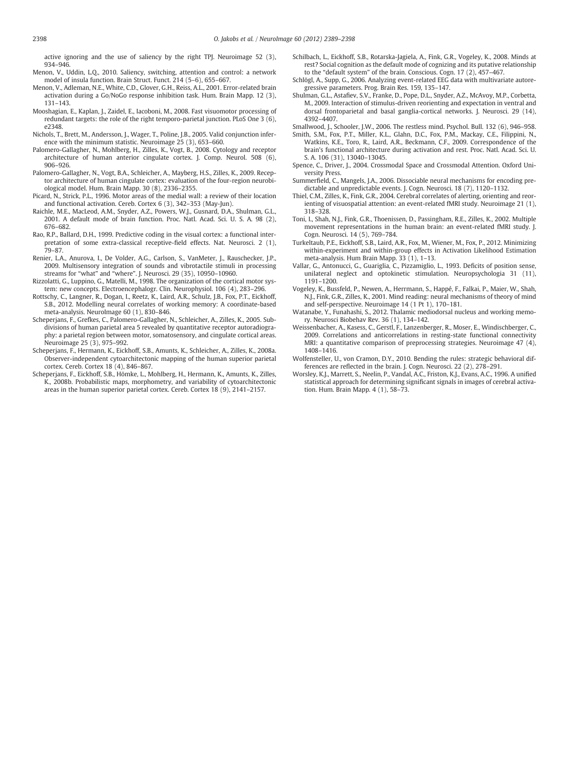active ignoring and the use of saliency by the right TPJ. Neuroimage 52 (3), 934–946.

Menon, V., Uddin, L.Q., 2010. Saliency, switching, attention and control: a network model of insula function. Brain Struct. Funct. 214 (5–6), 655–667.

Menon, V., Adleman, N.E., White, C.D., Glover, G.H., Reiss, A.L., 2001. Error-related brain activation during a Go/NoGo response inhibition task. Hum. Brain Mapp. 12 (3), 131–143.

Mooshagian, E., Kaplan, J., Zaidel, E., Iacoboni, M., 2008. Fast visuomotor processing of redundant targets: the role of the right temporo-parietal junction. PLoS One 3 (6), e2348.

Nichols, T., Brett, M., Andersson, J., Wager, T., Poline, J.B., 2005. Valid conjunction inference with the minimum statistic. Neuroimage 25 (3), 653–660.

Palomero-Gallagher, N., Mohlberg, H., Zilles, K., Vogt, B., 2008. Cytology and receptor architecture of human anterior cingulate cortex. J. Comp. Neurol. 508 (6), 906–926.

Palomero-Gallagher, N., Vogt, B.A., Schleicher, A., Mayberg, H.S., Zilles, K., 2009. Receptor architecture of human cingulate cortex: evaluation of the four-region neurobiological model. Hum. Brain Mapp. 30 (8), 2336–2355.

Picard, N., Strick, P.L., 1996. Motor areas of the medial wall: a review of their location and functional activation. Cereb. Cortex 6 (3), 342–353 (May-Jun).

Raichle, M.E., MacLeod, A.M., Snyder, A.Z., Powers, W.J., Gusnard, D.A., Shulman, G.L., 2001. A default mode of brain function. Proc. Natl. Acad. Sci. U. S. A. 98 (2), 676–682.

Rao, R.P., Ballard, D.H., 1999. Predictive coding in the visual cortex: a functional interpretation of some extra-classical receptive-field effects. Nat. Neurosci. 2 (1), 79–87.

Renier, L.A., Anurova, I., De Volder, A.G., Carlson, S., VanMeter, J., Rauschecker, J.P., 2009. Multisensory integration of sounds and vibrotactile stimuli in processing streams for "what" and "where". J. Neurosci. 29 (35), 10950–10960.

Rizzolatti, G., Luppino, G., Matelli, M., 1998. The organization of the cortical motor system: new concepts. Electroencephalogr. Clin. Neurophysiol. 106 (4), 283–296.

Rottschy, C., Langner, R., Dogan, I., Reetz, K., Laird, A.R., Schulz, J.B., Fox, P.T., Eickhoff, S.B., 2012. Modelling neural correlates of working memory: A coordinate-based meta-analysis. NeuroImage 60 (1), 830–846.

Scheperjans, F., Grefkes, C., Palomero-Gallagher, N., Schleicher, A., Zilles, K., 2005. Subdivisions of human parietal area 5 revealed by quantitative receptor autoradiography: a parietal region between motor, somatosensory, and cingulate cortical areas. Neuroimage 25 (3), 975–992.

Scheperjans, F., Hermann, K., Eickhoff, S.B., Amunts, K., Schleicher, A., Zilles, K., 2008a. Observer-independent cytoarchitectonic mapping of the human superior parietal cortex. Cereb. Cortex 18 (4), 846–867.

Scheperjans, F., Eickhoff, S.B., Hömke, L., Mohlberg, H., Hermann, K., Amunts, K., Zilles, K., 2008b. Probabilistic maps, morphometry, and variability of cytoarchitectonic areas in the human superior parietal cortex. Cereb. Cortex 18 (9), 2141–2157.

Schilbach, L., Eickhoff, S.B., Rotarska-Jagiela, A., Fink, G.R., Vogeley, K., 2008. Minds at rest? Social cognition as the default mode of cognizing and its putative relationship to the "default system" of the brain. Conscious. Cogn. 17 (2), 457–467.

Schlögl, A., Supp, G., 2006. Analyzing event-related EEG data with multivariate autoregressive parameters. Prog. Brain Res. 159, 135–147.

Shulman, G.L., Astafiev, S.V., Franke, D., Pope, D.L., Snyder, A.Z., McAvoy, M.P., Corbetta, M., 2009. Interaction of stimulus-driven reorienting and expectation in ventral and dorsal frontoparietal and basal ganglia-cortical networks. J. Neurosci. 29 (14), 4392–4407.

Smallwood, J., Schooler, J.W., 2006. The restless mind. Psychol. Bull. 132 (6), 946–958.

Smith, S.M., Fox, P.T., Miller, K.L., Glahn, D.C., Fox, P.M., Mackay, C.E., Filippini, N., Watkins, K.E., Toro, R., Laird, A.R., Beckmann, C.F., 2009. Correspondence of the brain's functional architecture during activation and rest. Proc. Natl. Acad. Sci. U. S. A. 106 (31), 13040–13045.

Spence, C., Driver, J., 2004. Crossmodal Space and Crossmodal Attention. Oxford University Press.

Summerfield, C., Mangels, J.A., 2006. Dissociable neural mechanisms for encoding predictable and unpredictable events. J. Cogn. Neurosci. 18 (7), 1120–1132.

Thiel, C.M., Zilles, K., Fink, G.R., 2004. Cerebral correlates of alerting, orienting and reorienting of visuospatial attention: an event-related fMRI study. Neuroimage 21 (1), 318–328.

Toni, I., Shah, N.J., Fink, G.R., Thoenissen, D., Passingham, R.E., Zilles, K., 2002. Multiple movement representations in the human brain: an event-related fMRI study. J. Cogn. Neurosci. 14 (5), 769–784.

Turkeltaub, P.E., Eickhoff, S.B., Laird, A.R., Fox, M., Wiener, M., Fox, P., 2012. Minimizing within-experiment and within-group effects in Activation Likelihood Estimation meta-analysis. Hum Brain Mapp. 33 (1), 1–13.

Vallar, G., Antonucci, G., Guariglia, C., Pizzamiglio, L., 1993. Deficits of position sense, unilateral neglect and optokinetic stimulation. Neuropsychologia 31 (11), 1191–1200.

Vogeley, K., Bussfeld, P., Newen, A., Herrmann, S., Happé, F., Falkai, P., Maier, W., Shah, N.J., Fink, G.R., Zilles, K., 2001. Mind reading: neural mechanisms of theory of mind and self-perspective. Neuroimage 14 (1 Pt 1), 170–181.

Watanabe, Y., Funahashi, S., 2012. Thalamic mediodorsal nucleus and working memory. Neurosci Biobehav Rev. 36 (1), 134–142.

Weissenbacher, A., Kasess, C., Gerstl, F., Lanzenberger, R., Moser, E., Windischberger, C., 2009. Correlations and anticorrelations in resting-state functional connectivity MRI: a quantitative comparison of preprocessing strategies. Neuroimage 47 (4), 1408–1416.

Wolfensteller, U., von Cramon, D.Y., 2010. Bending the rules: strategic behavioral differences are reflected in the brain. J. Cogn. Neurosci. 22 (2), 278–291.

Worsley, K.J., Marrett, S., Neelin, P., Vandal, A.C., Friston, K.J., Evans, A.C., 1996. A unified statistical approach for determining significant signals in images of cerebral activation. Hum. Brain Mapp. 4 (1), 58–73.